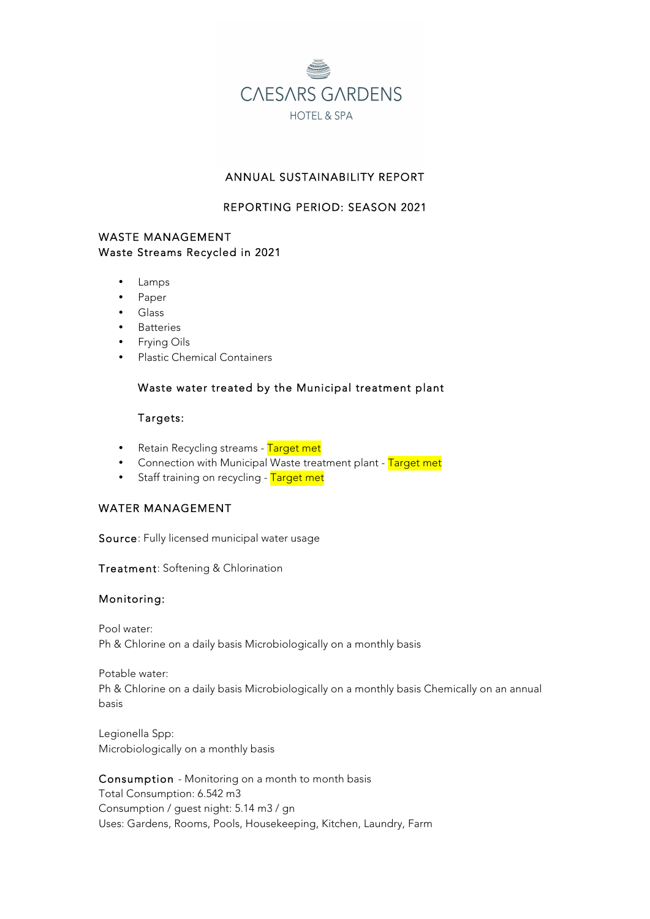# CAESARS GARDENS

HOTEL & SPA

## ANNUAL SUSTAINABILITY REPORT

## REPORTING PERIOD: SEASON 2021

## WASTE MANAGEMENT

### Waste Streams Recycled in 2021

- Lamps
- Paper
- Glass
- Batteries
- Frying Oils
- Plastic Chemical Containers

Waste water treated by the Municipal treatment plant

Targets:

- Retain Recycling streams - Target met
- Connection with Municipal Waste treatment plant - Target met
- Staff training on recycling - Target met

## WATER MANAGEMENT

**Source**: Fully licensed municipal water usage

**Treatment**: Softening & Chlorination

**Monitoring:**

Pool water:
Ph & Chlorine on a daily basis Microbiologically on a monthly basis

Potable water:
Ph & Chlorine on a daily basis Microbiologically on a monthly basis Chemically on an annual basis

Legionella Spp:
Microbiologically on a monthly basis

**Consumption** - Monitoring on a month to month basis
Total Consumption: 6.542 m3
Consumption / guest night: 5.14 m3 / gn
Uses: Gardens, Rooms, Pools, Housekeeping, Kitchen, Laundry, Farm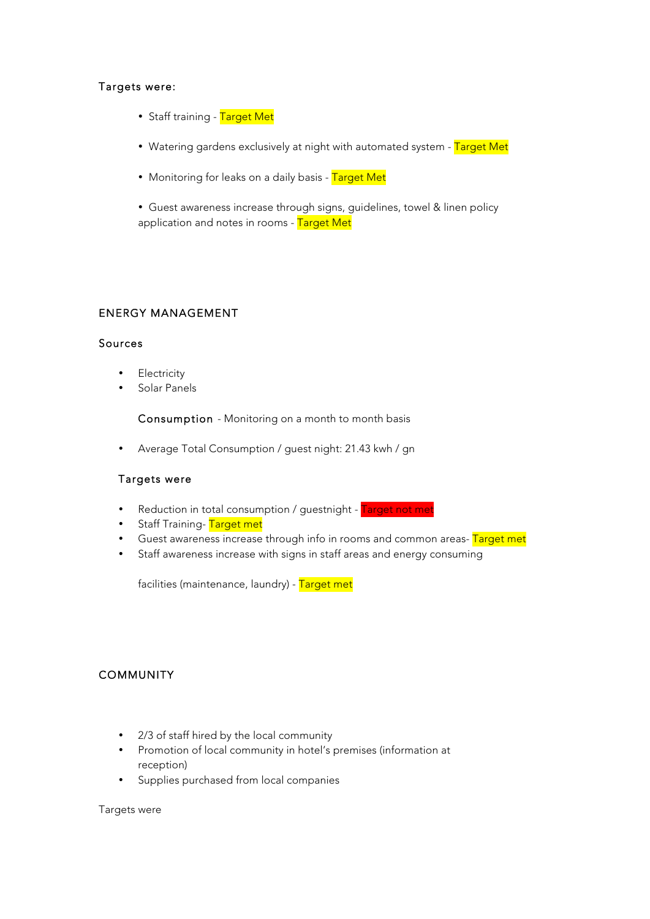Targets were:

- Staff training - Target Met
- Watering gardens exclusively at night with automated system - Target Met
- Monitoring for leaks on a daily basis - Target Met
- Guest awareness increase through signs, guidelines, towel & linen policy application and notes in rooms - Target Met

## ENERGY MANAGEMENT

### Sources

- Electricity
- Solar Panels

**Consumption** - Monitoring on a month to month basis

- Average Total Consumption / guest night: 21.43 kwh / gn

### Targets were

- Reduction in total consumption / guestnight - Target not met
- Staff Training- Target met
- Guest awareness increase through info in rooms and common areas- Target met
- Staff awareness increase with signs in staff areas and energy consuming facilities (maintenance, laundry) - Target met

## COMMUNITY

- 2/3 of staff hired by the local community
- Promotion of local community in hotel's premises (information at reception)
- Supplies purchased from local companies

Targets were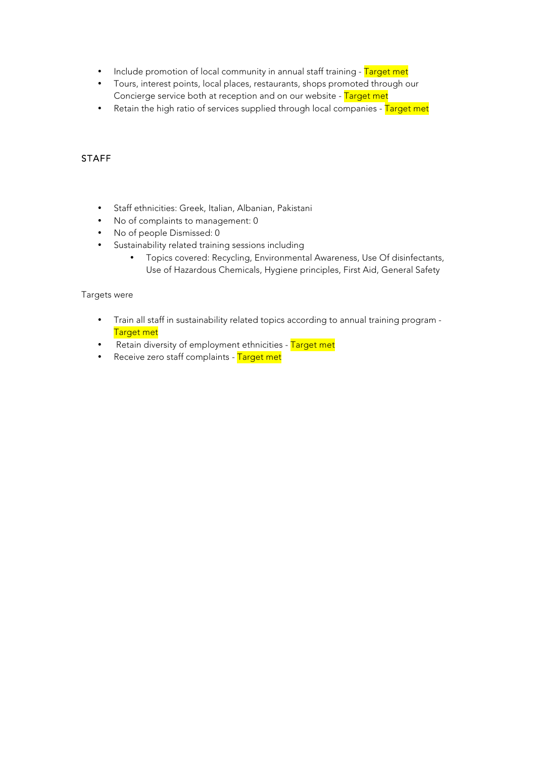- Include promotion of local community in annual staff training - Target met
- Tours, interest points, local places, restaurants, shops promoted through our Concierge service both at reception and on our website - Target met
- Retain the high ratio of services supplied through local companies - Target met

## STAFF

- Staff ethnicities: Greek, Italian, Albanian, Pakistani
- No of complaints to management: 0
- No of people Dismissed: 0
- Sustainability related training sessions including
    - Topics covered: Recycling, Environmental Awareness, Use Of disinfectants, Use of Hazardous Chemicals, Hygiene principles, First Aid, General Safety

Targets were

- Train all staff in sustainability related topics according to annual training program - Target met
- Retain diversity of employment ethnicities - Target met
- Receive zero staff complaints - Target met